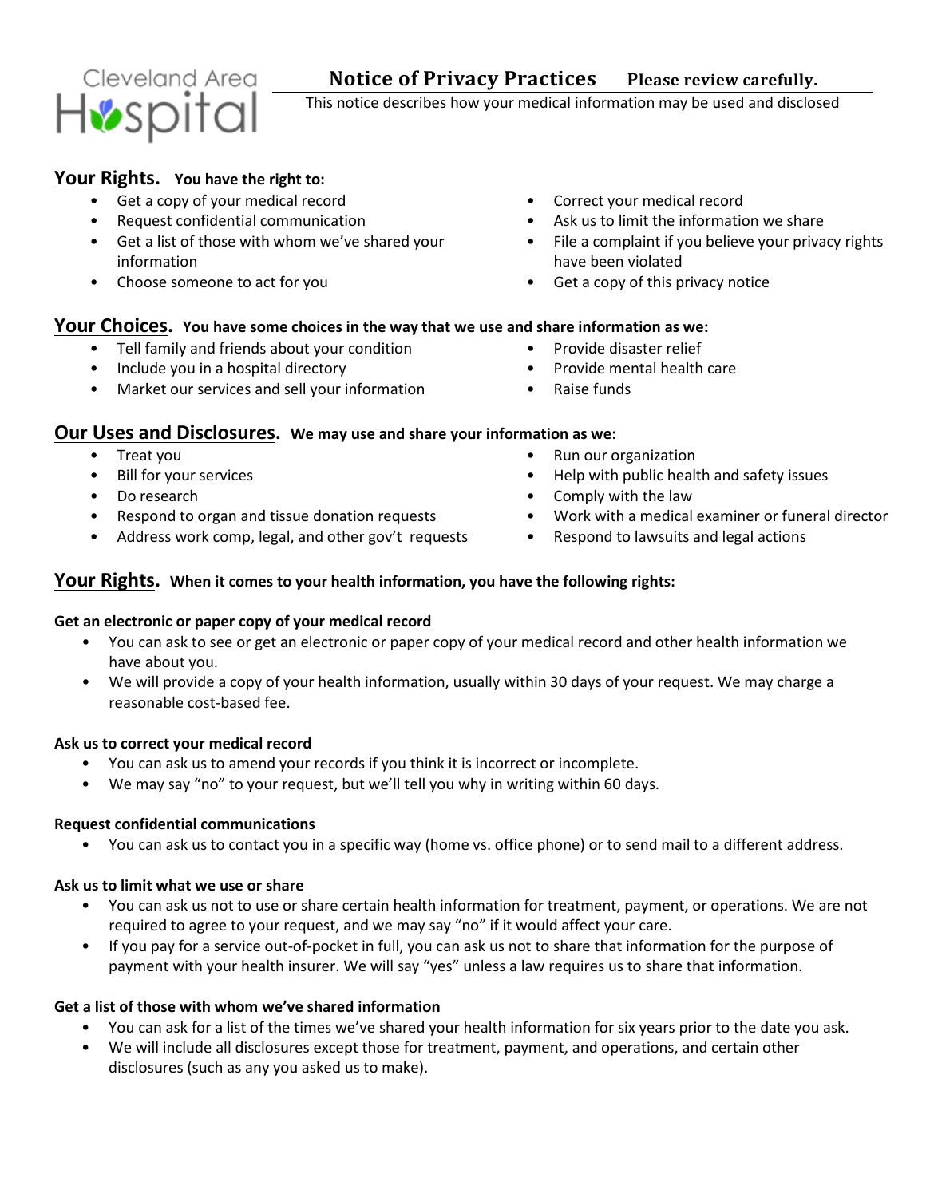Cleveland Area Hospital

# Notice of Privacy Practices

**Please review carefully.**

This notice describes how your medical information may be used and disclosed

## Your Rights. **You have the right to:**

- Get a copy of your medical record
- Request confidential communication
- Get a list of those with whom we've shared your information
- Choose someone to act for you
- Correct your medical record
- Ask us to limit the information we share
- File a complaint if you believe your privacy rights have been violated
- Get a copy of this privacy notice

## Your Choices. **You have some choices in the way that we use and share information as we:**

- Tell family and friends about your condition
- Include you in a hospital directory
- Market our services and sell your information
- Provide disaster relief
- Provide mental health care
- Raise funds

## Our Uses and Disclosures. **We may use and share your information as we:**

- Treat you
- Bill for your services
- Do research
- Respond to organ and tissue donation requests
- Address work comp, legal, and other gov't requests
- Run our organization
- Help with public health and safety issues
- Comply with the law
- Work with a medical examiner or funeral director
- Respond to lawsuits and legal actions

## Your Rights. **When it comes to your health information, you have the following rights:**

**Get an electronic or paper copy of your medical record**

- You can ask to see or get an electronic or paper copy of your medical record and other health information we have about you.
- We will provide a copy of your health information, usually within 30 days of your request. We may charge a reasonable cost-based fee.

**Ask us to correct your medical record**

- You can ask us to amend your records if you think it is incorrect or incomplete.
- We may say "no" to your request, but we'll tell you why in writing within 60 days.

**Request confidential communications**

- You can ask us to contact you in a specific way (home vs. office phone) or to send mail to a different address.

**Ask us to limit what we use or share**

- You can ask us not to use or share certain health information for treatment, payment, or operations. We are not required to agree to your request, and we may say "no" if it would affect your care.
- If you pay for a service out-of-pocket in full, you can ask us not to share that information for the purpose of payment with your health insurer. We will say "yes" unless a law requires us to share that information.

**Get a list of those with whom we've shared information**

- You can ask for a list of the times we've shared your health information for six years prior to the date you ask.
- We will include all disclosures except those for treatment, payment, and operations, and certain other disclosures (such as any you asked us to make).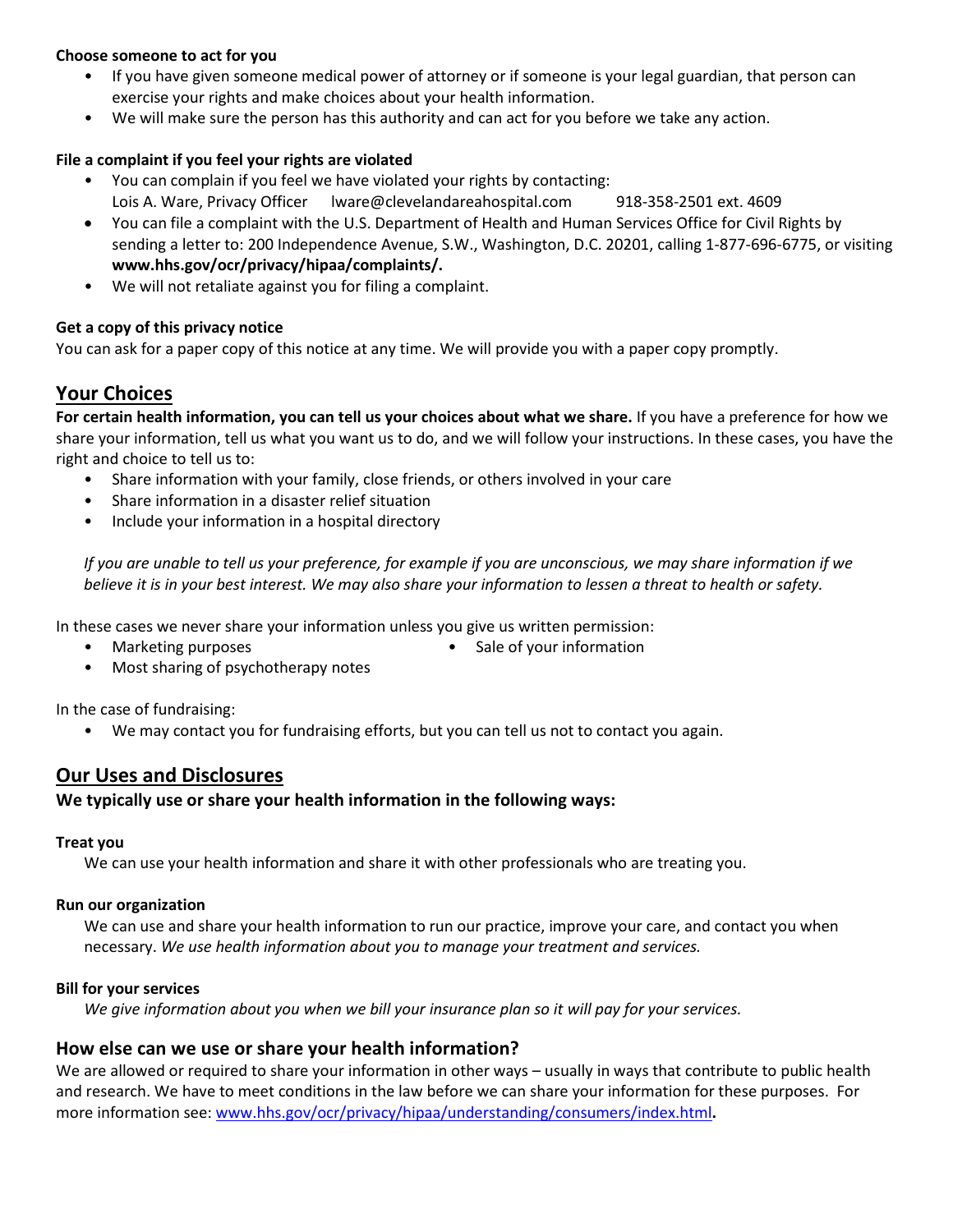**Choose someone to act for you**

- If you have given someone medical power of attorney or if someone is your legal guardian, that person can exercise your rights and make choices about your health information.
- We will make sure the person has this authority and can act for you before we take any action.

**File a complaint if you feel your rights are violated**

- You can complain if you feel we have violated your rights by contacting:
  Lois A. Ware, Privacy Officer    lware@clevelandareahospital.com    918-358-2501 ext. 4609
- You can file a complaint with the U.S. Department of Health and Human Services Office for Civil Rights by sending a letter to: 200 Independence Avenue, S.W., Washington, D.C. 20201, calling 1-877-696-6775, or visiting **www.hhs.gov/ocr/privacy/hipaa/complaints/.**
- We will not retaliate against you for filing a complaint.

**Get a copy of this privacy notice**

You can ask for a paper copy of this notice at any time. We will provide you with a paper copy promptly.

## Your Choices

**For certain health information, you can tell us your choices about what we share.** If you have a preference for how we share your information, tell us what you want us to do, and we will follow your instructions. In these cases, you have the right and choice to tell us to:

- Share information with your family, close friends, or others involved in your care
- Share information in a disaster relief situation
- Include your information in a hospital directory

*If you are unable to tell us your preference, for example if you are unconscious, we may share information if we believe it is in your best interest. We may also share your information to lessen a threat to health or safety.*

In these cases we never share your information unless you give us written permission:

- Marketing purposes
- Sale of your information
- Most sharing of psychotherapy notes

In the case of fundraising:

- We may contact you for fundraising efforts, but you can tell us not to contact you again.

## Our Uses and Disclosures

**We typically use or share your health information in the following ways:**

**Treat you**

We can use your health information and share it with other professionals who are treating you.

**Run our organization**

We can use and share your health information to run our practice, improve your care, and contact you when necessary. *We use health information about you to manage your treatment and services.*

**Bill for your services**

*We give information about you when we bill your insurance plan so it will pay for your services.*

### How else can we use or share your health information?

We are allowed or required to share your information in other ways – usually in ways that contribute to public health and research. We have to meet conditions in the law before we can share your information for these purposes. For more information see: [www.hhs.gov/ocr/privacy/hipaa/understanding/consumers/index.html](www.hhs.gov/ocr/privacy/hipaa/understanding/consumers/index.html)**.**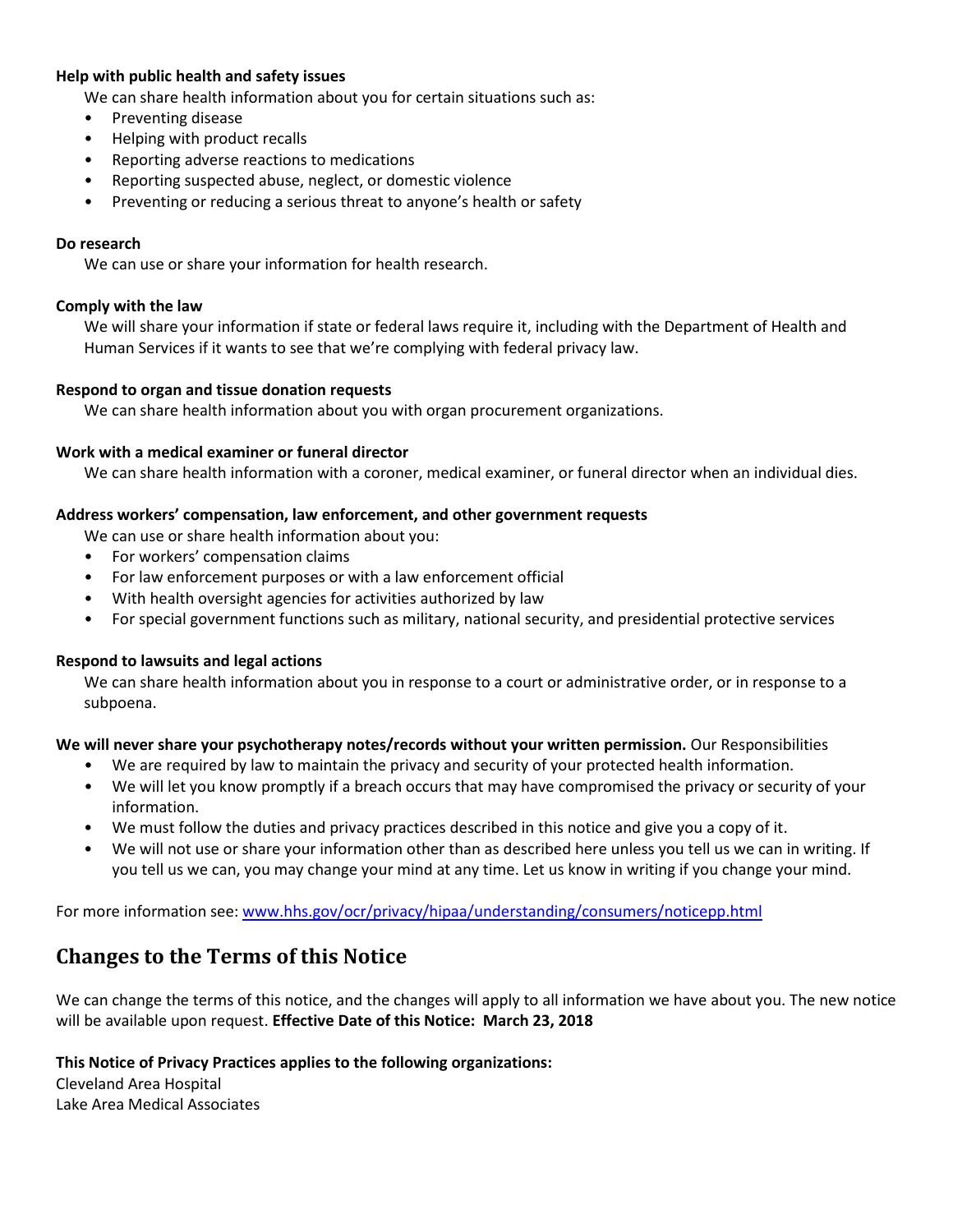**Help with public health and safety issues**

We can share health information about you for certain situations such as:

- Preventing disease
- Helping with product recalls
- Reporting adverse reactions to medications
- Reporting suspected abuse, neglect, or domestic violence
- Preventing or reducing a serious threat to anyone's health or safety

**Do research**

We can use or share your information for health research.

**Comply with the law**

We will share your information if state or federal laws require it, including with the Department of Health and Human Services if it wants to see that we're complying with federal privacy law.

**Respond to organ and tissue donation requests**

We can share health information about you with organ procurement organizations.

**Work with a medical examiner or funeral director**

We can share health information with a coroner, medical examiner, or funeral director when an individual dies.

**Address workers' compensation, law enforcement, and other government requests**

We can use or share health information about you:

- For workers' compensation claims
- For law enforcement purposes or with a law enforcement official
- With health oversight agencies for activities authorized by law
- For special government functions such as military, national security, and presidential protective services

**Respond to lawsuits and legal actions**

We can share health information about you in response to a court or administrative order, or in response to a subpoena.

**We will never share your psychotherapy notes/records without your written permission.** Our Responsibilities

- We are required by law to maintain the privacy and security of your protected health information.
- We will let you know promptly if a breach occurs that may have compromised the privacy or security of your information.
- We must follow the duties and privacy practices described in this notice and give you a copy of it.
- We will not use or share your information other than as described here unless you tell us we can in writing. If you tell us we can, you may change your mind at any time. Let us know in writing if you change your mind.

For more information see: [www.hhs.gov/ocr/privacy/hipaa/understanding/consumers/noticepp.html](http://www.hhs.gov/ocr/privacy/hipaa/understanding/consumers/noticepp.html)

## Changes to the Terms of this Notice

We can change the terms of this notice, and the changes will apply to all information we have about you. The new notice will be available upon request. **Effective Date of this Notice: March 23, 2018**

**This Notice of Privacy Practices applies to the following organizations:**

Cleveland Area Hospital
Lake Area Medical Associates